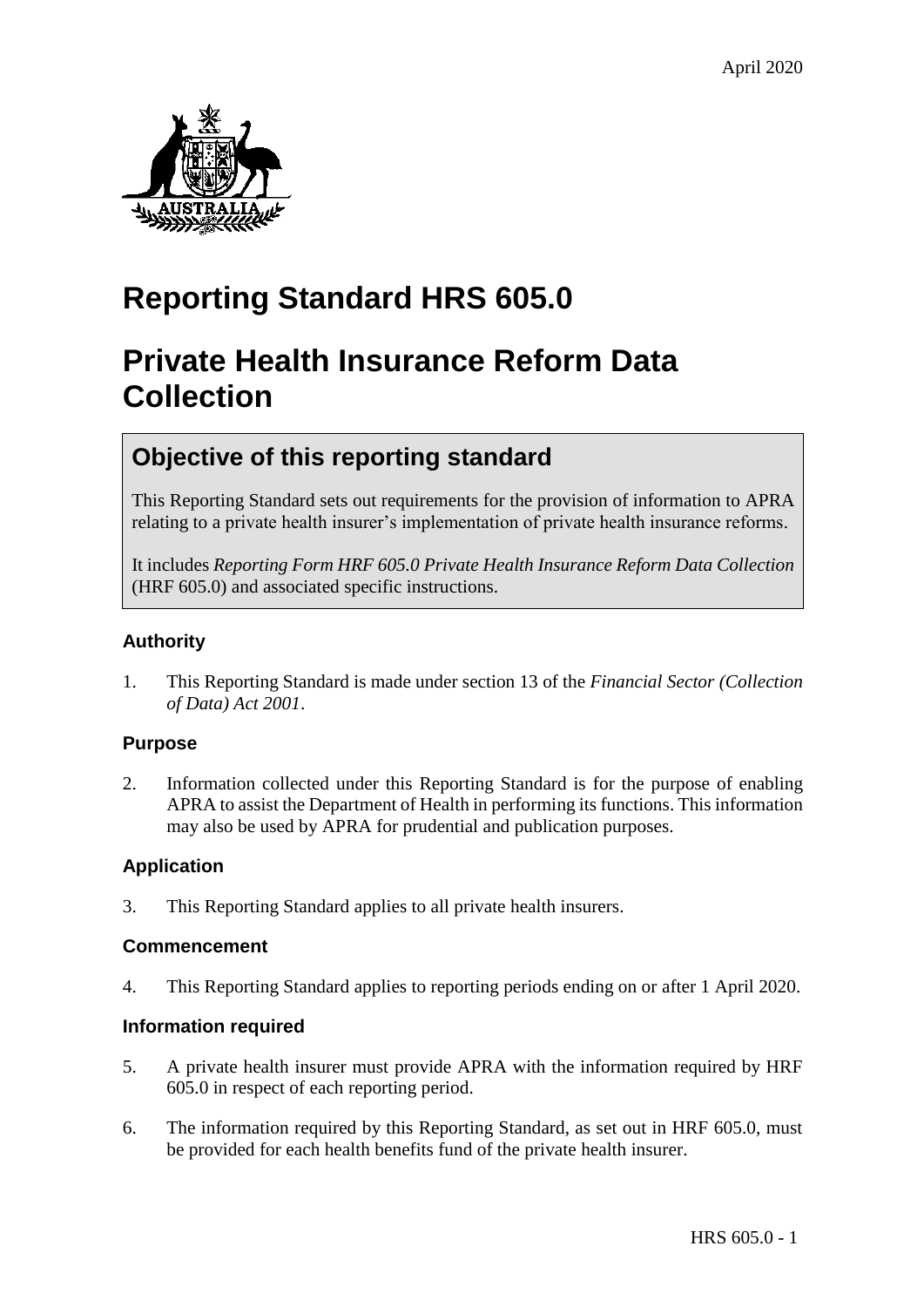April 2020

# Reporting Standard HRS 605.0

# Private Health Insurance Reform Data Collection

## Objective of this reporting standard

This Reporting Standard sets out requirements for the provision of information to APRA relating to a private health insurer's implementation of private health insurance reforms.

It includes *Reporting Form HRF 605.0 Private Health Insurance Reform Data Collection* (HRF 605.0) and associated specific instructions.

### Authority

1. This Reporting Standard is made under section 13 of the *Financial Sector (Collection of Data) Act 2001*.

### Purpose

2. Information collected under this Reporting Standard is for the purpose of enabling APRA to assist the Department of Health in performing its functions. This information may also be used by APRA for prudential and publication purposes.

### Application

3. This Reporting Standard applies to all private health insurers.

### Commencement

4. This Reporting Standard applies to reporting periods ending on or after 1 April 2020.

### Information required

5. A private health insurer must provide APRA with the information required by HRF 605.0 in respect of each reporting period.

6. The information required by this Reporting Standard, as set out in HRF 605.0, must be provided for each health benefits fund of the private health insurer.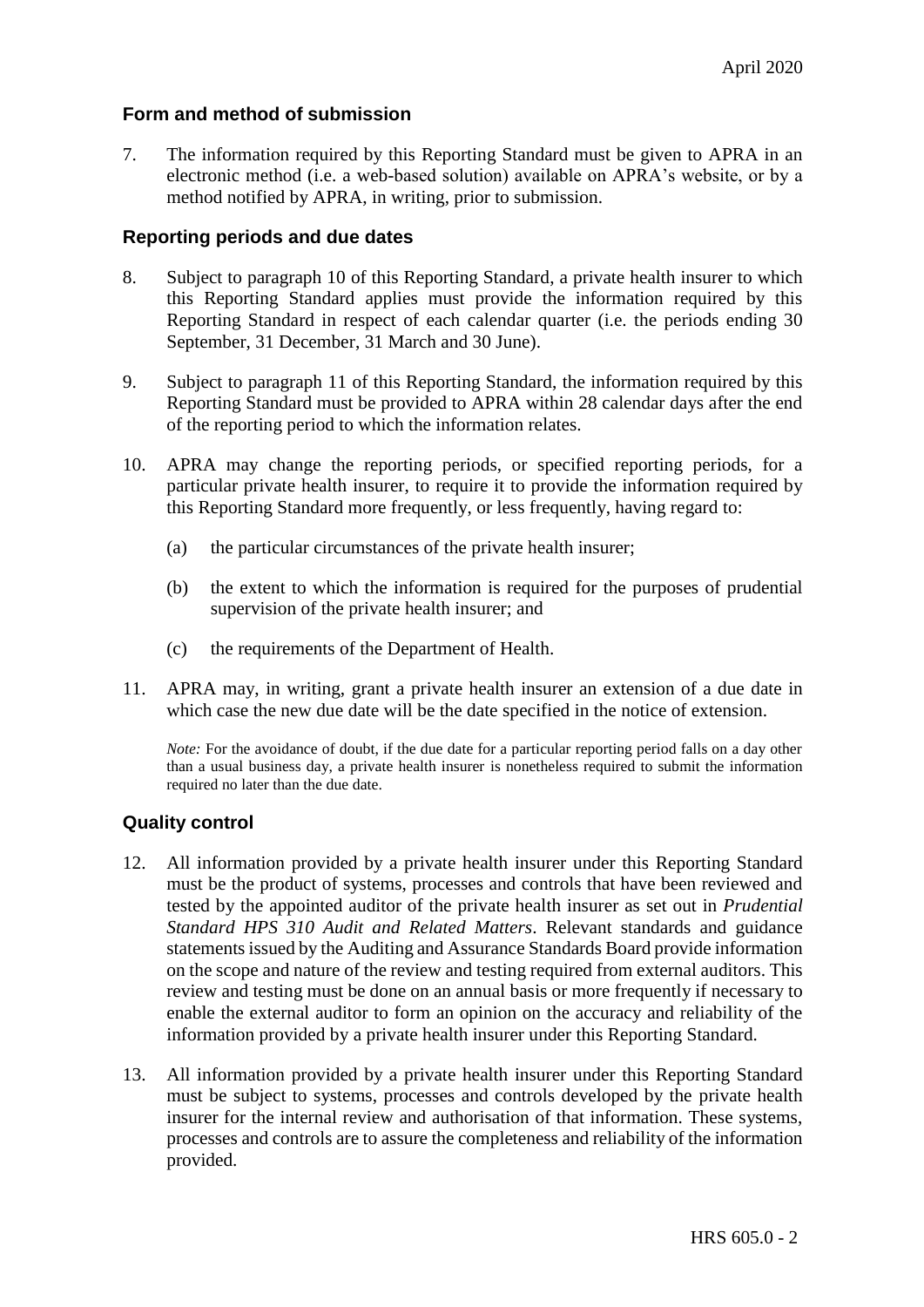## Form and method of submission

7. The information required by this Reporting Standard must be given to APRA in an electronic method (i.e. a web-based solution) available on APRA's website, or by a method notified by APRA, in writing, prior to submission.

## Reporting periods and due dates

8. Subject to paragraph 10 of this Reporting Standard, a private health insurer to which this Reporting Standard applies must provide the information required by this Reporting Standard in respect of each calendar quarter (i.e. the periods ending 30 September, 31 December, 31 March and 30 June).

9. Subject to paragraph 11 of this Reporting Standard, the information required by this Reporting Standard must be provided to APRA within 28 calendar days after the end of the reporting period to which the information relates.

10. APRA may change the reporting periods, or specified reporting periods, for a particular private health insurer, to require it to provide the information required by this Reporting Standard more frequently, or less frequently, having regard to:

    (a) the particular circumstances of the private health insurer;

    (b) the extent to which the information is required for the purposes of prudential supervision of the private health insurer; and

    (c) the requirements of the Department of Health.

11. APRA may, in writing, grant a private health insurer an extension of a due date in which case the new due date will be the date specified in the notice of extension.

    *Note:* For the avoidance of doubt, if the due date for a particular reporting period falls on a day other than a usual business day, a private health insurer is nonetheless required to submit the information required no later than the due date.

## Quality control

12. All information provided by a private health insurer under this Reporting Standard must be the product of systems, processes and controls that have been reviewed and tested by the appointed auditor of the private health insurer as set out in *Prudential Standard HPS 310 Audit and Related Matters*. Relevant standards and guidance statements issued by the Auditing and Assurance Standards Board provide information on the scope and nature of the review and testing required from external auditors. This review and testing must be done on an annual basis or more frequently if necessary to enable the external auditor to form an opinion on the accuracy and reliability of the information provided by a private health insurer under this Reporting Standard.

13. All information provided by a private health insurer under this Reporting Standard must be subject to systems, processes and controls developed by the private health insurer for the internal review and authorisation of that information. These systems, processes and controls are to assure the completeness and reliability of the information provided.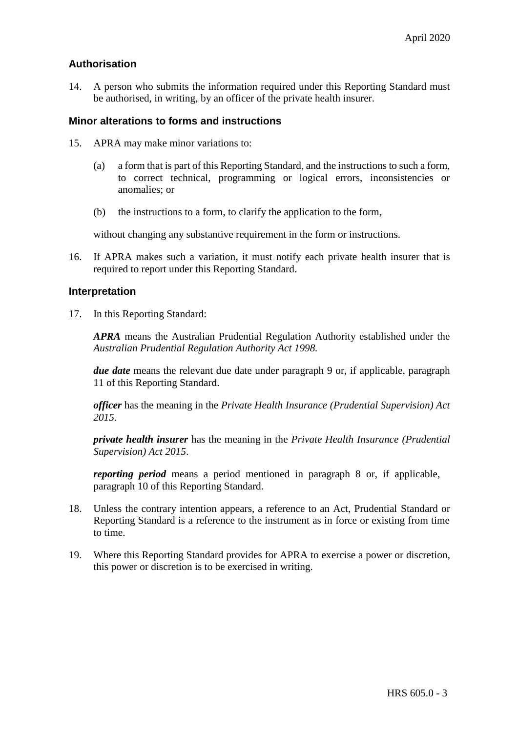## Authorisation

14. A person who submits the information required under this Reporting Standard must be authorised, in writing, by an officer of the private health insurer.

## Minor alterations to forms and instructions

15. APRA may make minor variations to:

    (a) a form that is part of this Reporting Standard, and the instructions to such a form, to correct technical, programming or logical errors, inconsistencies or anomalies; or

    (b) the instructions to a form, to clarify the application to the form,

    without changing any substantive requirement in the form or instructions.

16. If APRA makes such a variation, it must notify each private health insurer that is required to report under this Reporting Standard.

## Interpretation

17. In this Reporting Standard:

    ***APRA*** means the Australian Prudential Regulation Authority established under the *Australian Prudential Regulation Authority Act 1998.*

    ***due date*** means the relevant due date under paragraph 9 or, if applicable, paragraph 11 of this Reporting Standard.

    ***officer*** has the meaning in the *Private Health Insurance (Prudential Supervision) Act 2015.*

    ***private health insurer*** has the meaning in the *Private Health Insurance (Prudential Supervision) Act 2015*.

    ***reporting period*** means a period mentioned in paragraph 8 or, if applicable, paragraph 10 of this Reporting Standard.

18. Unless the contrary intention appears, a reference to an Act, Prudential Standard or Reporting Standard is a reference to the instrument as in force or existing from time to time.

19. Where this Reporting Standard provides for APRA to exercise a power or discretion, this power or discretion is to be exercised in writing.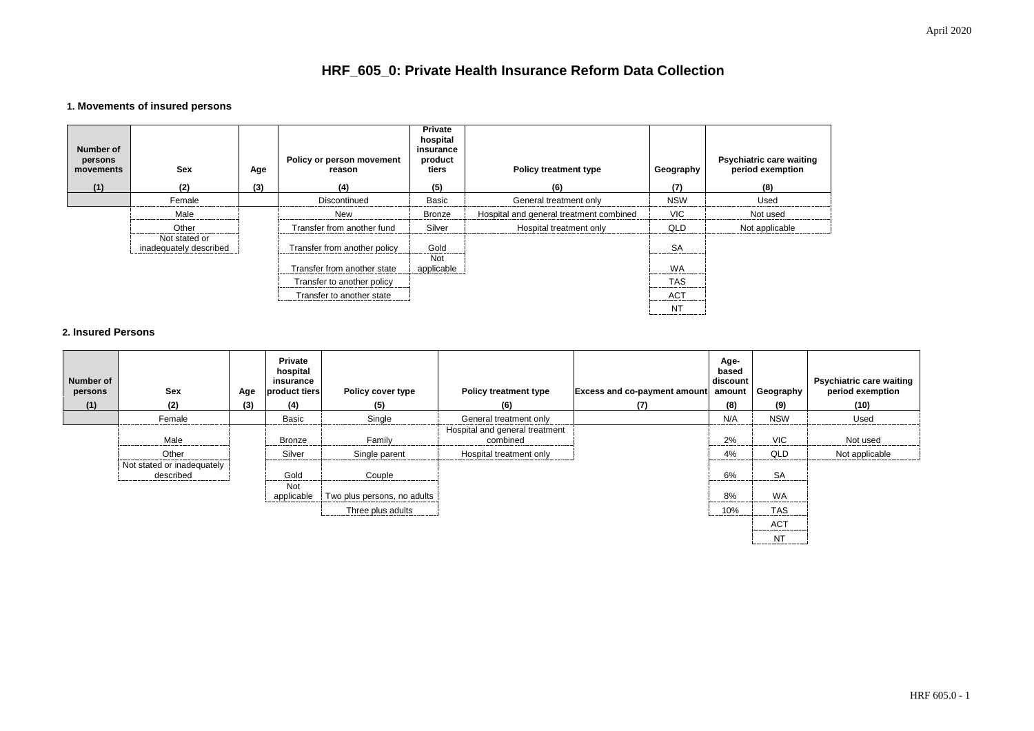# HRF_605_0: Private Health Insurance Reform Data Collection

## 1. Movements of insured persons

| Number of persons movements | Sex | Age | Policy or person movement reason | Private hospital insurance product tiers | Policy treatment type | Geography | Psychiatric care waiting period exemption |
|---|---|---|---|---|---|---|---|
| (1) | (2) | (3) | (4) | (5) | (6) | (7) | (8) |
| | Female | | Discontinued | Basic | General treatment only | NSW | Used |
| | Male | | New | Bronze | Hospital and general treatment combined | VIC | Not used |
| | Other | | Transfer from another fund | Silver | Hospital treatment only | QLD | Not applicable |
| | Not stated or inadequately described | | Transfer from another policy | Gold | | SA | |
| | | | Transfer from another state | Not applicable | | WA | |
| | | | Transfer to another policy | | | TAS | |
| | | | Transfer to another state | | | ACT | |
| | | | | | | NT | |

## 2. Insured Persons

| Number of persons | Sex | Age | Private hospital insurance product tiers | Policy cover type | Policy treatment type | Excess and co-payment amount | Age-based discount amount | Geography | Psychiatric care waiting period exemption |
|---|---|---|---|---|---|---|---|---|---|
| (1) | (2) | (3) | (4) | (5) | (6) | (7) | (8) | (9) | (10) |
| | Female | | Basic | Single | General treatment only | | N/A | NSW | Used |
| | Male | | Bronze | Family | Hospital and general treatment combined | | 2% | VIC | Not used |
| | Other | | Silver | Single parent | Hospital treatment only | | 4% | QLD | Not applicable |
| | Not stated or inadequately described | | Gold | Couple | | | 6% | SA | |
| | | | Not applicable | Two plus persons, no adults | | | 8% | WA | |
| | | | | Three plus adults | | | 10% | TAS | |
| | | | | | | | | ACT | |
| | | | | | | | | NT | |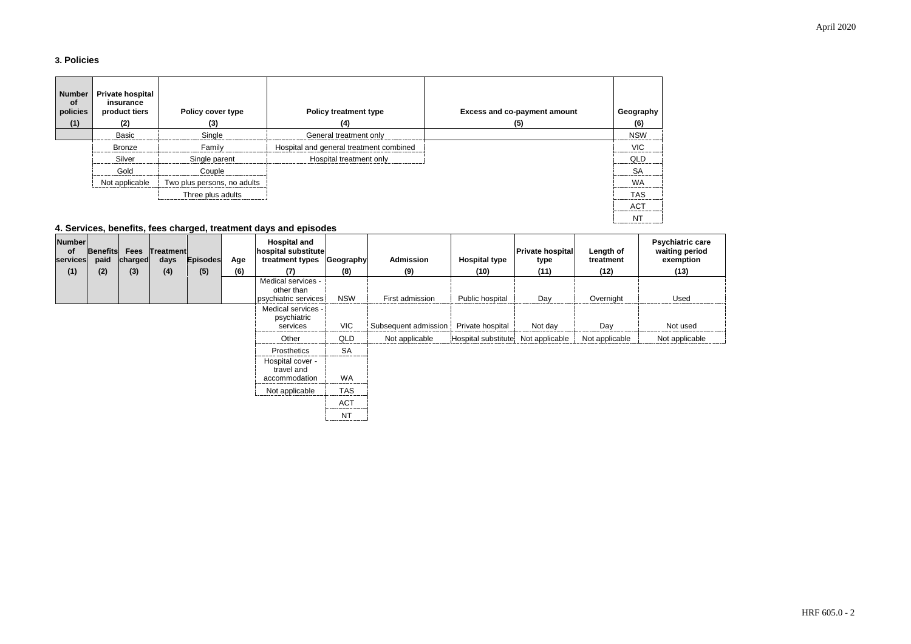### 3. Policies

| Number of policies | Private hospital insurance product tiers | Policy cover type | Policy treatment type | Excess and co-payment amount | Geography |
|---|---|---|---|---|---|
| (1) | (2) | (3) | (4) | (5) | (6) |
| | Basic | Single | General treatment only | | NSW |
| | Bronze | Family | Hospital and general treatment combined | | VIC |
| | Silver | Single parent | Hospital treatment only | | QLD |
| | Gold | Couple | | | SA |
| | Not applicable | Two plus persons, no adults | | | WA |
| | | Three plus adults | | | TAS |
| | | | | | ACT |
| | | | | | NT |

### 4. Services, benefits, fees charged, treatment days and episodes

| Number of services | Benefits paid | Fees charged | Treatment days | Episodes | Age | Hospital and hospital substitute treatment types | Geography | Admission | Hospital type | Private hospital type | Length of treatment | Psychiatric care waiting period exemption |
|---|---|---|---|---|---|---|---|---|---|---|---|---|
| (1) | (2) | (3) | (4) | (5) | (6) | (7) | (8) | (9) | (10) | (11) | (12) | (13) |
| | | | | | | Medical services - other than psychiatric services | NSW | First admission | Public hospital | Day | Overnight | Used |
| | | | | | | Medical services - psychiatric services | VIC | Subsequent admission | Private hospital | Not day | Day | Not used |
| | | | | | | Other | QLD | Not applicable | Hospital substitute | Not applicable | Not applicable | Not applicable |
| | | | | | | Prosthetics | SA | | | | | |
| | | | | | | Hospital cover - travel and accommodation | WA | | | | | |
| | | | | | | Not applicable | TAS | | | | | |
| | | | | | | | ACT | | | | | |
| | | | | | | | NT | | | | | |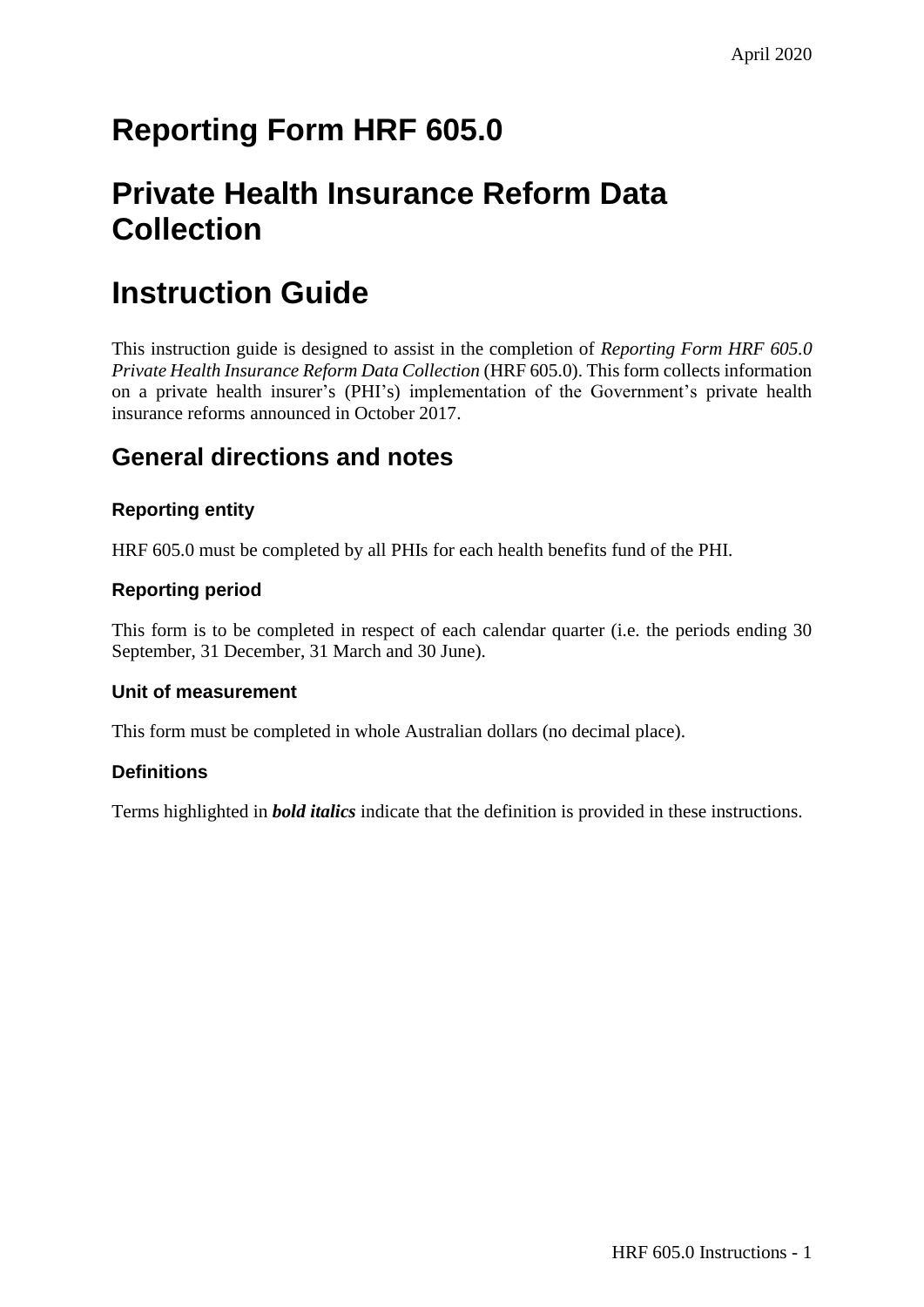April 2020

# Reporting Form HRF 605.0

# Private Health Insurance Reform Data Collection

# Instruction Guide

This instruction guide is designed to assist in the completion of *Reporting Form HRF 605.0 Private Health Insurance Reform Data Collection* (HRF 605.0). This form collects information on a private health insurer's (PHI's) implementation of the Government's private health insurance reforms announced in October 2017.

## General directions and notes

### Reporting entity

HRF 605.0 must be completed by all PHIs for each health benefits fund of the PHI.

### Reporting period

This form is to be completed in respect of each calendar quarter (i.e. the periods ending 30 September, 31 December, 31 March and 30 June).

### Unit of measurement

This form must be completed in whole Australian dollars (no decimal place).

### Definitions

Terms highlighted in ***bold italics*** indicate that the definition is provided in these instructions.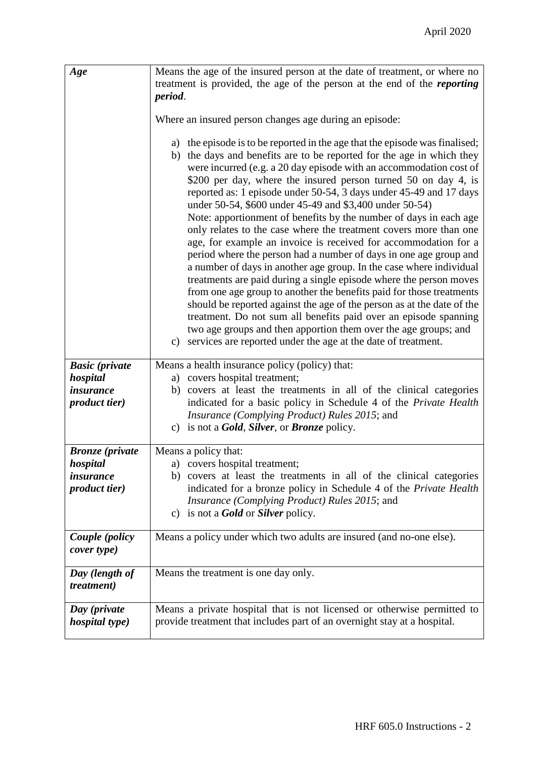| | |
|---|---|
| ***Age*** | Means the age of the insured person at the date of treatment, or where no treatment is provided, the age of the person at the end of the ***reporting period***.<br><br>Where an insured person changes age during an episode:<br><br>a) the episode is to be reported in the age that the episode was finalised;<br>b) the days and benefits are to be reported for the age in which they were incurred (e.g. a 20 day episode with an accommodation cost of $200 per day, where the insured person turned 50 on day 4, is reported as: 1 episode under 50-54, 3 days under 45-49 and 17 days under 50-54, $600 under 45-49 and $3,400 under 50-54)<br>Note: apportionment of benefits by the number of days in each age only relates to the case where the treatment covers more than one age, for example an invoice is received for accommodation for a period where the person had a number of days in one age group and a number of days in another age group. In the case where individual treatments are paid during a single episode where the person moves from one age group to another the benefits paid for those treatments should be reported against the age of the person as at the date of the treatment. Do not sum all benefits paid over an episode spanning two age groups and then apportion them over the age groups; and<br>c) services are reported under the age at the date of treatment. |
| ***Basic (private hospital insurance product tier)*** | Means a health insurance policy (policy) that:<br>a) covers hospital treatment;<br>b) covers at least the treatments in all of the clinical categories indicated for a basic policy in Schedule 4 of the *Private Health Insurance (Complying Product) Rules 2015*; and<br>c) is not a ***Gold***, ***Silver***, or ***Bronze*** policy. |
| ***Bronze (private hospital insurance product tier)*** | Means a policy that:<br>a) covers hospital treatment;<br>b) covers at least the treatments in all of the clinical categories indicated for a bronze policy in Schedule 4 of the *Private Health Insurance (Complying Product) Rules 2015*; and<br>c) is not a ***Gold*** or ***Silver*** policy. |
| ***Couple (policy cover type)*** | Means a policy under which two adults are insured (and no-one else). |
| ***Day (length of treatment)*** | Means the treatment is one day only. |
| ***Day (private hospital type)*** | Means a private hospital that is not licensed or otherwise permitted to provide treatment that includes part of an overnight stay at a hospital. |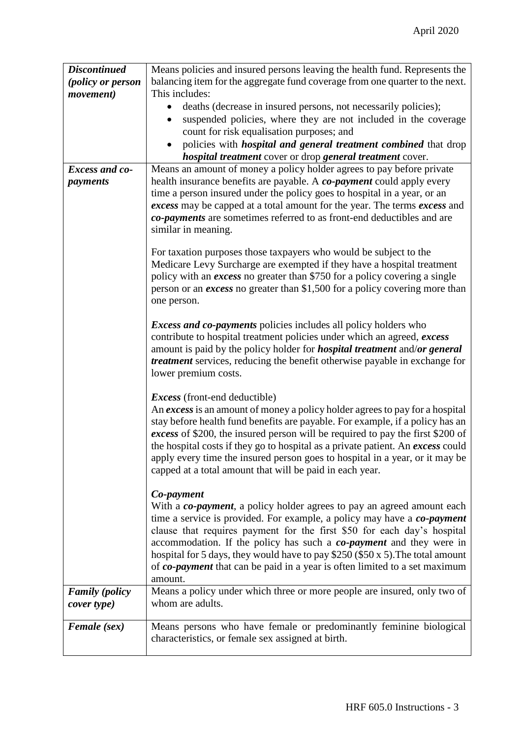| | |
|---|---|
| ***Discontinued (policy or person movement)*** | Means policies and insured persons leaving the health fund. Represents the balancing item for the aggregate fund coverage from one quarter to the next. This includes:<br>• deaths (decrease in insured persons, not necessarily policies);<br>• suspended policies, where they are not included in the coverage count for risk equalisation purposes; and<br>• policies with ***hospital and general treatment combined*** that drop ***hospital treatment*** cover or drop ***general treatment*** cover. |
| ***Excess and co-payments*** | Means an amount of money a policy holder agrees to pay before private health insurance benefits are payable. A ***co-payment*** could apply every time a person insured under the policy goes to hospital in a year, or an ***excess*** may be capped at a total amount for the year. The terms ***excess*** and ***co-payments*** are sometimes referred to as front-end deductibles and are similar in meaning.<br><br>For taxation purposes those taxpayers who would be subject to the Medicare Levy Surcharge are exempted if they have a hospital treatment policy with an ***excess*** no greater than \$750 for a policy covering a single person or an ***excess*** no greater than \$1,500 for a policy covering more than one person.<br><br>***Excess and co-payments*** policies includes all policy holders who contribute to hospital treatment policies under which an agreed, ***excess*** amount is paid by the policy holder for ***hospital treatment*** and/***or general treatment*** services, reducing the benefit otherwise payable in exchange for lower premium costs.<br><br>***Excess*** (front-end deductible)<br>An ***excess*** is an amount of money a policy holder agrees to pay for a hospital stay before health fund benefits are payable. For example, if a policy has an ***excess*** of \$200, the insured person will be required to pay the first \$200 of the hospital costs if they go to hospital as a private patient. An ***excess*** could apply every time the insured person goes to hospital in a year, or it may be capped at a total amount that will be paid in each year.<br><br>***Co-payment***<br>With a ***co-payment***, a policy holder agrees to pay an agreed amount each time a service is provided. For example, a policy may have a ***co-payment*** clause that requires payment for the first \$50 for each day's hospital accommodation. If the policy has such a ***co-payment*** and they were in hospital for 5 days, they would have to pay \$250 (\$50 x 5).The total amount of ***co-payment*** that can be paid in a year is often limited to a set maximum amount. |
| ***Family (policy cover type)*** | Means a policy under which three or more people are insured, only two of whom are adults. |
| ***Female (sex)*** | Means persons who have female or predominantly feminine biological characteristics, or female sex assigned at birth. |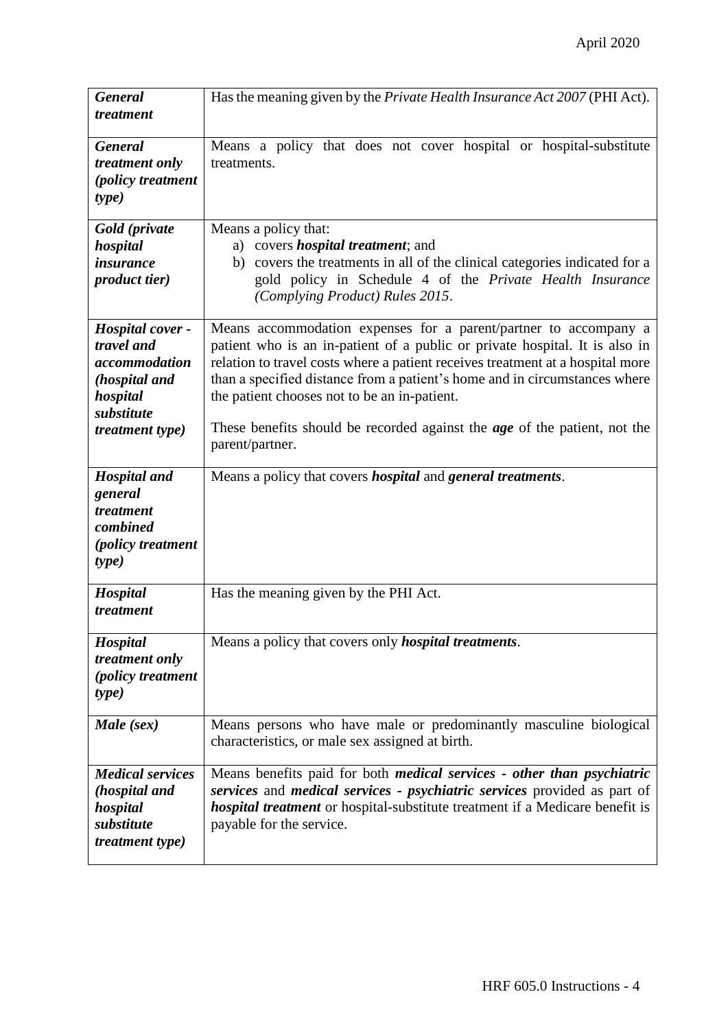| | |
|---|---|
| ***General treatment*** | Has the meaning given by the *Private Health Insurance Act 2007* (PHI Act). |
| ***General treatment only (policy treatment type)*** | Means a policy that does not cover hospital or hospital-substitute treatments. |
| ***Gold (private hospital insurance product tier)*** | Means a policy that:<br>a) covers ***hospital treatment***; and<br>b) covers the treatments in all of the clinical categories indicated for a gold policy in Schedule 4 of the *Private Health Insurance (Complying Product) Rules 2015*. |
| ***Hospital cover - travel and accommodation (hospital and hospital substitute treatment type)*** | Means accommodation expenses for a parent/partner to accompany a patient who is an in-patient of a public or private hospital. It is also in relation to travel costs where a patient receives treatment at a hospital more than a specified distance from a patient's home and in circumstances where the patient chooses not to be an in-patient.<br><br>These benefits should be recorded against the ***age*** of the patient, not the parent/partner. |
| ***Hospital and general treatment combined (policy treatment type)*** | Means a policy that covers ***hospital*** and ***general treatments***. |
| ***Hospital treatment*** | Has the meaning given by the PHI Act. |
| ***Hospital treatment only (policy treatment type)*** | Means a policy that covers only ***hospital treatments***. |
| ***Male (sex)*** | Means persons who have male or predominantly masculine biological characteristics, or male sex assigned at birth. |
| ***Medical services (hospital and hospital substitute treatment type)*** | Means benefits paid for both ***medical services - other than psychiatric services*** and ***medical services - psychiatric services*** provided as part of ***hospital treatment*** or hospital-substitute treatment if a Medicare benefit is payable for the service. |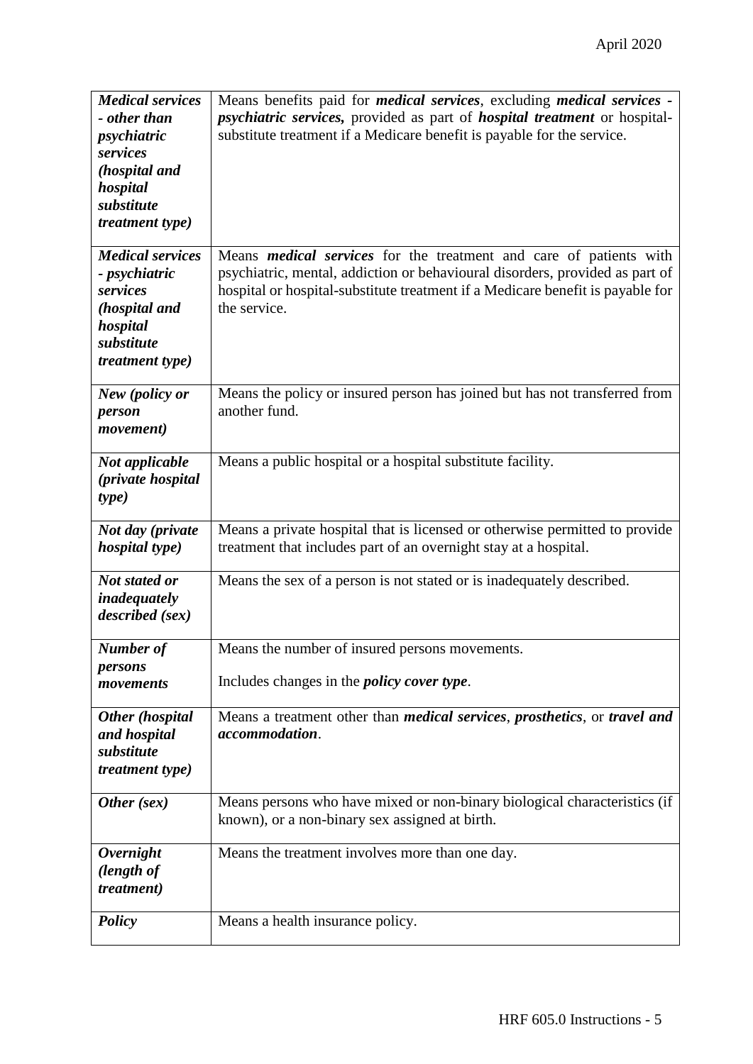| | |
|---|---|
| ***Medical services - other than psychiatric services (hospital and hospital substitute treatment type)*** | Means benefits paid for ***medical services***, excluding ***medical services - psychiatric services,*** provided as part of ***hospital treatment*** or hospital-substitute treatment if a Medicare benefit is payable for the service. |
| ***Medical services - psychiatric services (hospital and hospital substitute treatment type)*** | Means ***medical services*** for the treatment and care of patients with psychiatric, mental, addiction or behavioural disorders, provided as part of hospital or hospital-substitute treatment if a Medicare benefit is payable for the service. |
| ***New (policy or person movement)*** | Means the policy or insured person has joined but has not transferred from another fund. |
| ***Not applicable (private hospital type)*** | Means a public hospital or a hospital substitute facility. |
| ***Not day (private hospital type)*** | Means a private hospital that is licensed or otherwise permitted to provide treatment that includes part of an overnight stay at a hospital. |
| ***Not stated or inadequately described (sex)*** | Means the sex of a person is not stated or is inadequately described. |
| ***Number of persons movements*** | Means the number of insured persons movements.<br><br>Includes changes in the ***policy cover type***. |
| ***Other (hospital and hospital substitute treatment type)*** | Means a treatment other than ***medical services***, ***prosthetics***, or ***travel and accommodation***. |
| ***Other (sex)*** | Means persons who have mixed or non-binary biological characteristics (if known), or a non-binary sex assigned at birth. |
| ***Overnight (length of treatment)*** | Means the treatment involves more than one day. |
| ***Policy*** | Means a health insurance policy. |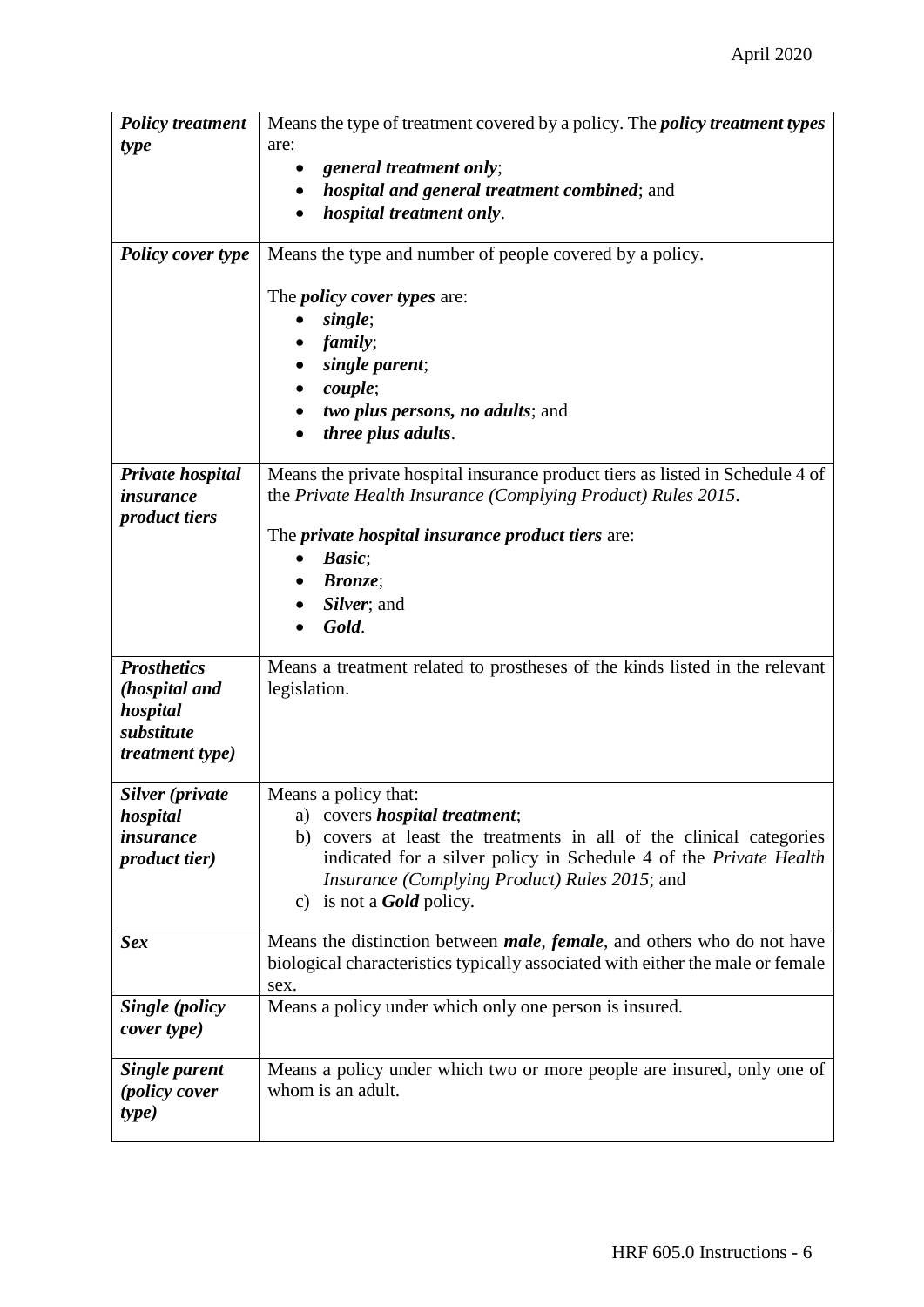| | |
|---|---|
| ***Policy treatment type*** | Means the type of treatment covered by a policy. The ***policy treatment types*** are: <br>• ***general treatment only***; <br>• ***hospital and general treatment combined***; and <br>• ***hospital treatment only***. |
| ***Policy cover type*** | Means the type and number of people covered by a policy. <br><br>The ***policy cover types*** are: <br>• ***single***; <br>• ***family***; <br>• ***single parent***; <br>• ***couple***; <br>• ***two plus persons, no adults***; and <br>• ***three plus adults***. |
| ***Private hospital insurance product tiers*** | Means the private hospital insurance product tiers as listed in Schedule 4 of the *Private Health Insurance (Complying Product) Rules 2015*. <br><br>The ***private hospital insurance product tiers*** are: <br>• ***Basic***; <br>• ***Bronze***; <br>• ***Silver***; and <br>• ***Gold***. |
| ***Prosthetics (hospital and hospital substitute treatment type)*** | Means a treatment related to prostheses of the kinds listed in the relevant legislation. |
| ***Silver (private hospital insurance product tier)*** | Means a policy that: <br>a) covers ***hospital treatment***; <br>b) covers at least the treatments in all of the clinical categories indicated for a silver policy in Schedule 4 of the *Private Health Insurance (Complying Product) Rules 2015*; and <br>c) is not a ***Gold*** policy. |
| ***Sex*** | Means the distinction between ***male***, ***female***, and others who do not have biological characteristics typically associated with either the male or female sex. |
| ***Single (policy cover type)*** | Means a policy under which only one person is insured. |
| ***Single parent (policy cover type)*** | Means a policy under which two or more people are insured, only one of whom is an adult. |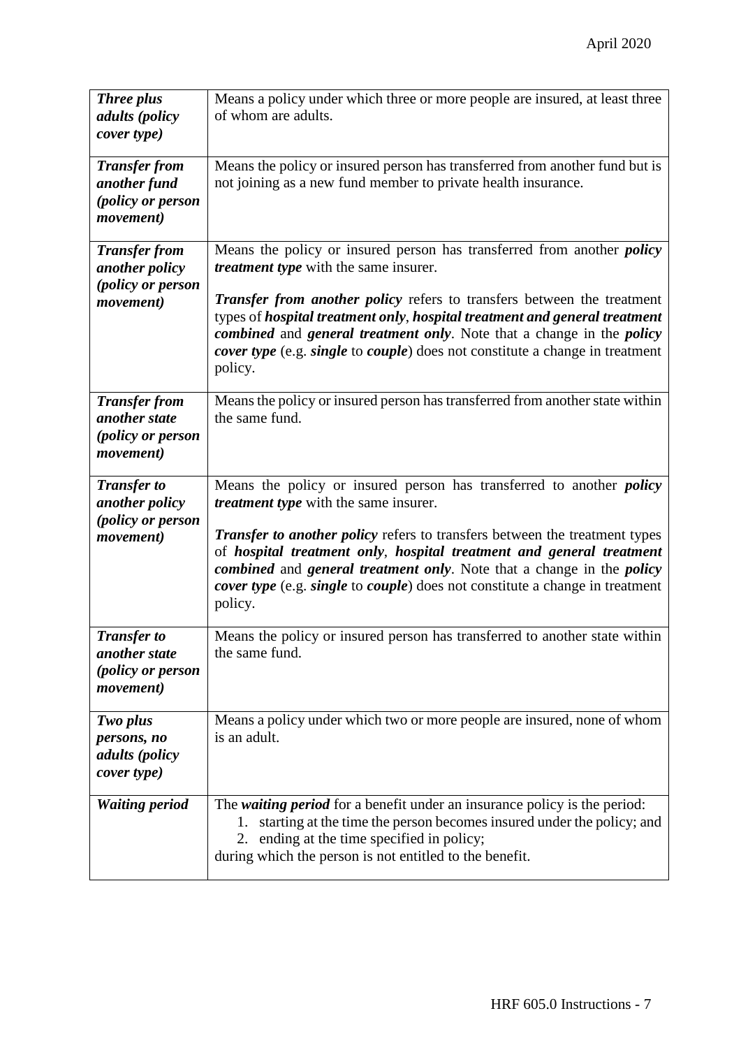| | |
|---|---|
| ***Three plus adults (policy cover type)*** | Means a policy under which three or more people are insured, at least three of whom are adults. |
| ***Transfer from another fund (policy or person movement)*** | Means the policy or insured person has transferred from another fund but is not joining as a new fund member to private health insurance. |
| ***Transfer from another policy (policy or person movement)*** | Means the policy or insured person has transferred from another ***policy treatment type*** with the same insurer.<br><br>***Transfer from another policy*** refers to transfers between the treatment types of ***hospital treatment only***, ***hospital treatment and general treatment combined*** and ***general treatment only***. Note that a change in the ***policy cover type*** (e.g. ***single*** to ***couple***) does not constitute a change in treatment policy. |
| ***Transfer from another state (policy or person movement)*** | Means the policy or insured person has transferred from another state within the same fund. |
| ***Transfer to another policy (policy or person movement)*** | Means the policy or insured person has transferred to another ***policy treatment type*** with the same insurer.<br><br>***Transfer to another policy*** refers to transfers between the treatment types of ***hospital treatment only***, ***hospital treatment and general treatment combined*** and ***general treatment only***. Note that a change in the ***policy cover type*** (e.g. ***single*** to ***couple***) does not constitute a change in treatment policy. |
| ***Transfer to another state (policy or person movement)*** | Means the policy or insured person has transferred to another state within the same fund. |
| ***Two plus persons, no adults (policy cover type)*** | Means a policy under which two or more people are insured, none of whom is an adult. |
| ***Waiting period*** | The ***waiting period*** for a benefit under an insurance policy is the period:<br>1. starting at the time the person becomes insured under the policy; and<br>2. ending at the time specified in policy;<br>during which the person is not entitled to the benefit. |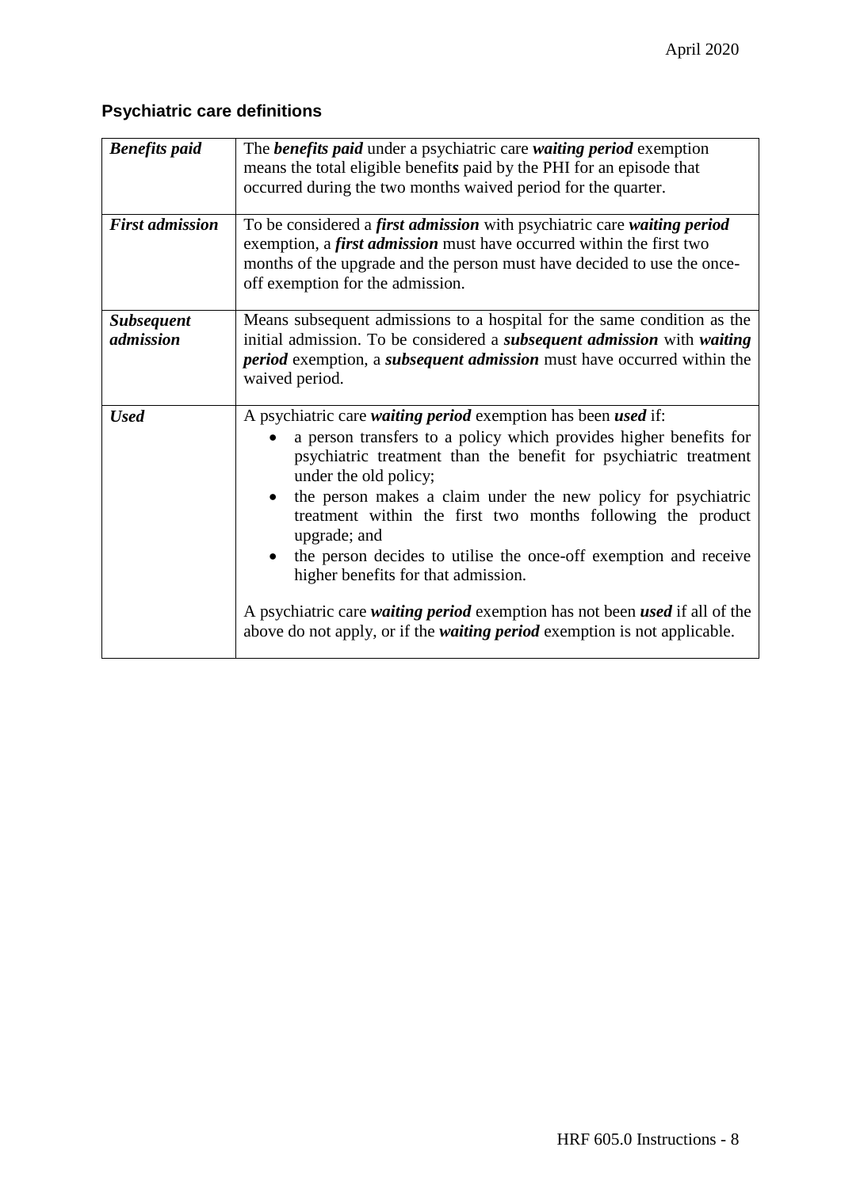## Psychiatric care definitions

| | |
|---|---|
| ***Benefits paid*** | The ***benefits paid*** under a psychiatric care ***waiting period*** exemption means the total eligible benefit***s*** paid by the PHI for an episode that occurred during the two months waived period for the quarter. |
| ***First admission*** | To be considered a ***first admission*** with psychiatric care ***waiting period*** exemption, a ***first admission*** must have occurred within the first two months of the upgrade and the person must have decided to use the once-off exemption for the admission. |
| ***Subsequent admission*** | Means subsequent admissions to a hospital for the same condition as the initial admission. To be considered a ***subsequent admission*** with ***waiting period*** exemption, a ***subsequent admission*** must have occurred within the waived period. |
| ***Used*** | A psychiatric care ***waiting period*** exemption has been ***used*** if:<br>• a person transfers to a policy which provides higher benefits for psychiatric treatment than the benefit for psychiatric treatment under the old policy;<br>• the person makes a claim under the new policy for psychiatric treatment within the first two months following the product upgrade; and<br>• the person decides to utilise the once-off exemption and receive higher benefits for that admission.<br><br>A psychiatric care ***waiting period*** exemption has not been ***used*** if all of the above do not apply, or if the ***waiting period*** exemption is not applicable. |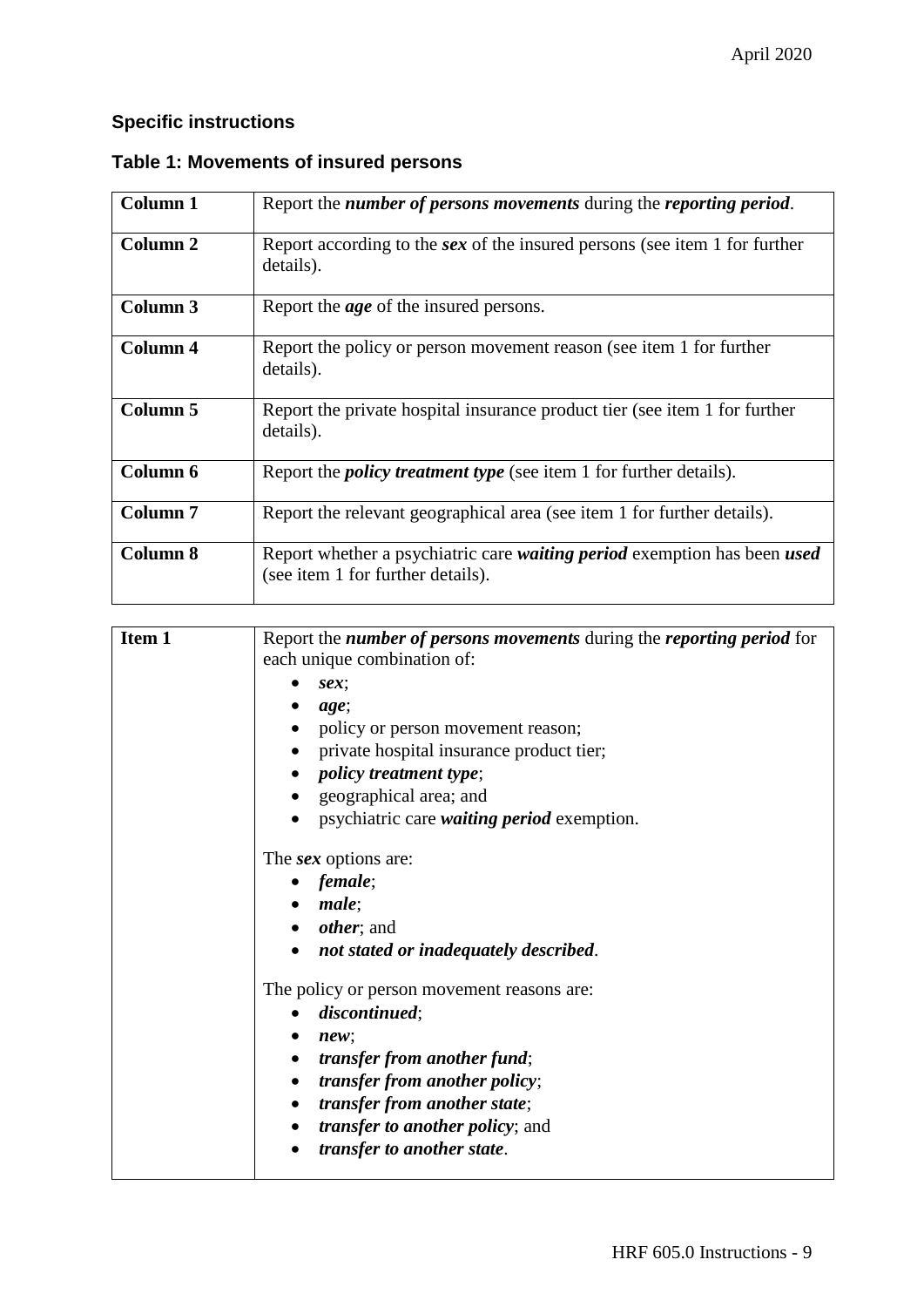## Specific instructions

### Table 1: Movements of insured persons

| | |
|---|---|
| **Column 1** | Report the ***number of persons movements*** during the ***reporting period***. |
| **Column 2** | Report according to the ***sex*** of the insured persons (see item 1 for further details). |
| **Column 3** | Report the ***age*** of the insured persons. |
| **Column 4** | Report the policy or person movement reason (see item 1 for further details). |
| **Column 5** | Report the private hospital insurance product tier (see item 1 for further details). |
| **Column 6** | Report the ***policy treatment type*** (see item 1 for further details). |
| **Column 7** | Report the relevant geographical area (see item 1 for further details). |
| **Column 8** | Report whether a psychiatric care ***waiting period*** exemption has been ***used*** (see item 1 for further details). |

| | |
|---|---|
| **Item 1** | Report the ***number of persons movements*** during the ***reporting period*** for each unique combination of:<br>• ***sex***;<br>• ***age***;<br>• policy or person movement reason;<br>• private hospital insurance product tier;<br>• ***policy treatment type***;<br>• geographical area; and<br>• psychiatric care ***waiting period*** exemption.<br><br>The ***sex*** options are:<br>• ***female***;<br>• ***male***;<br>• ***other***; and<br>• ***not stated or inadequately described***.<br><br>The policy or person movement reasons are:<br>• ***discontinued***;<br>• ***new***;<br>• ***transfer from another fund***;<br>• ***transfer from another policy***;<br>• ***transfer from another state***;<br>• ***transfer to another policy***; and<br>• ***transfer to another state***. |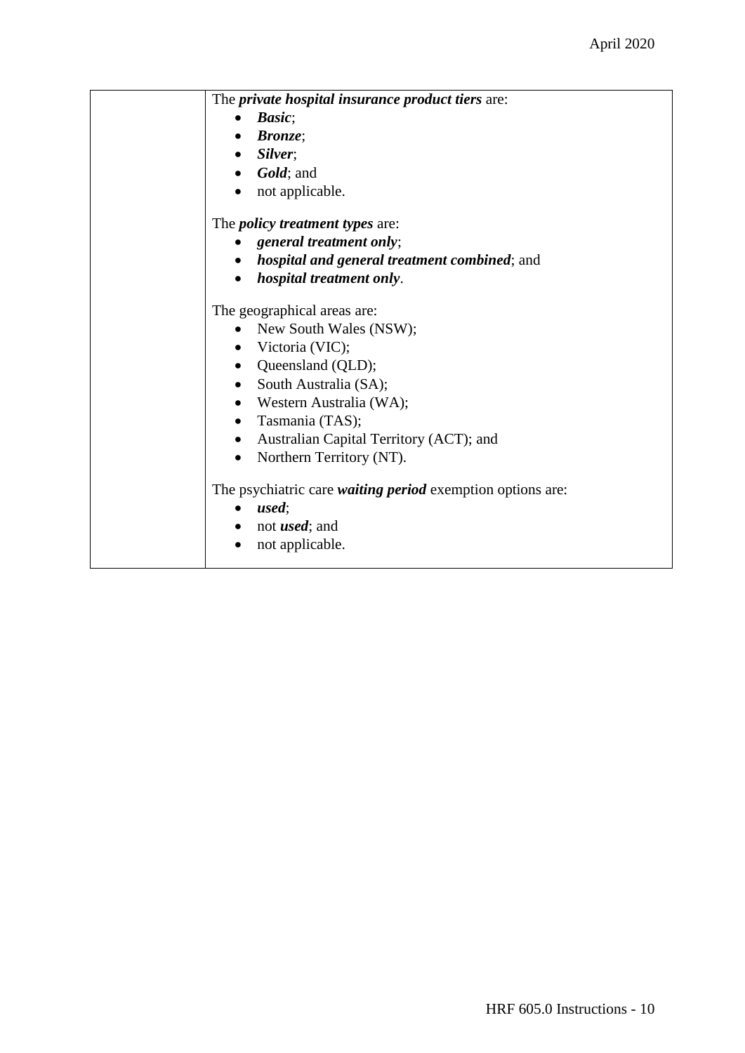| | The ***private hospital insurance product tiers*** are:<br>• ***Basic***;<br>• ***Bronze***;<br>• ***Silver***;<br>• ***Gold***; and<br>• not applicable.<br><br>The ***policy treatment types*** are:<br>• ***general treatment only***;<br>• ***hospital and general treatment combined***; and<br>• ***hospital treatment only***.<br><br>The geographical areas are:<br>• New South Wales (NSW);<br>• Victoria (VIC);<br>• Queensland (QLD);<br>• South Australia (SA);<br>• Western Australia (WA);<br>• Tasmania (TAS);<br>• Australian Capital Territory (ACT); and<br>• Northern Territory (NT).<br><br>The psychiatric care ***waiting period*** exemption options are:<br>• ***used***;<br>• not ***used***; and<br>• not applicable. |
|---|---|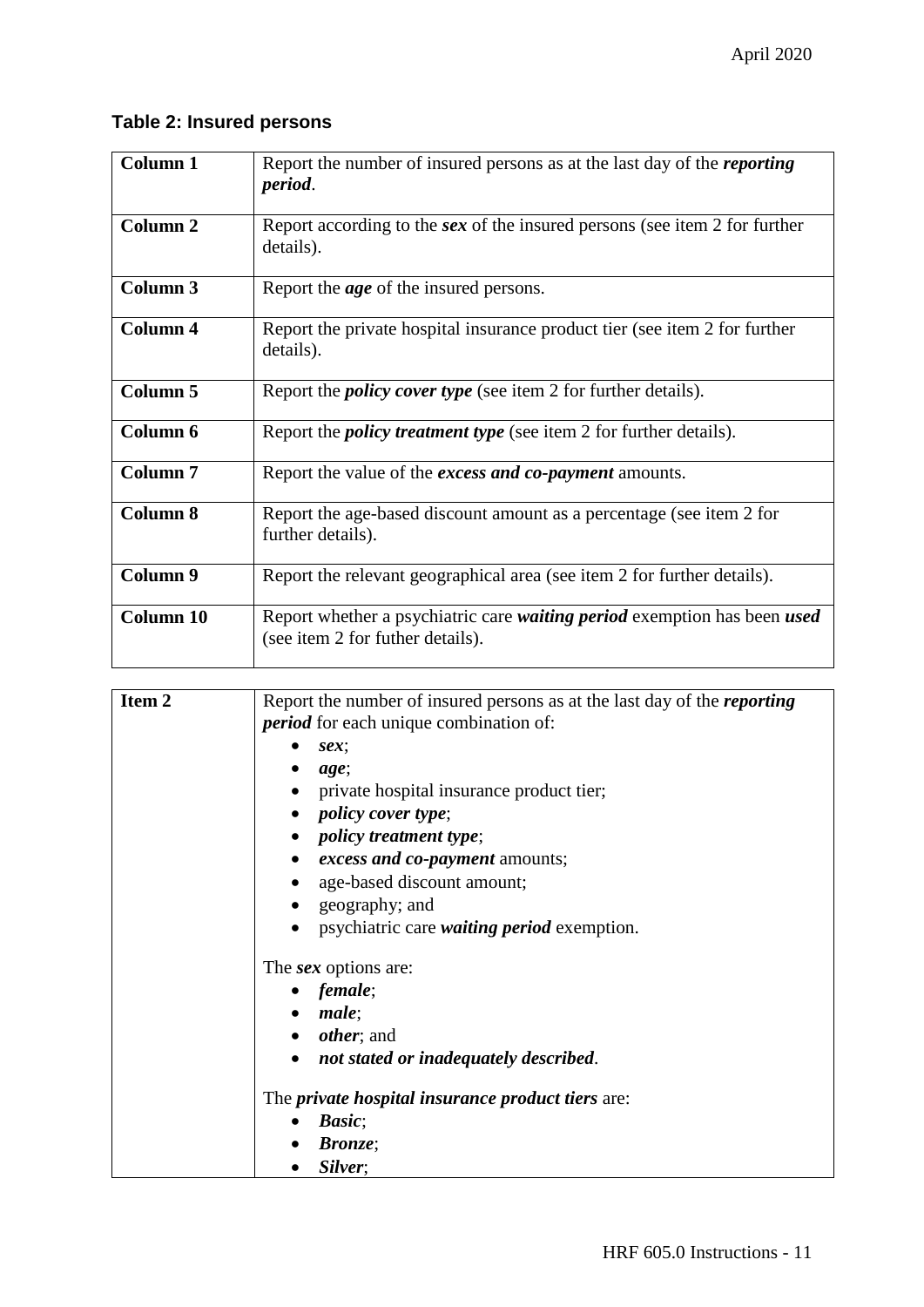## Table 2: Insured persons

| | |
|---|---|
| **Column 1** | Report the number of insured persons as at the last day of the ***reporting period***. |
| **Column 2** | Report according to the ***sex*** of the insured persons (see item 2 for further details). |
| **Column 3** | Report the ***age*** of the insured persons. |
| **Column 4** | Report the private hospital insurance product tier (see item 2 for further details). |
| **Column 5** | Report the ***policy cover type*** (see item 2 for further details). |
| **Column 6** | Report the ***policy treatment type*** (see item 2 for further details). |
| **Column 7** | Report the value of the ***excess and co-payment*** amounts. |
| **Column 8** | Report the age-based discount amount as a percentage (see item 2 for further details). |
| **Column 9** | Report the relevant geographical area (see item 2 for further details). |
| **Column 10** | Report whether a psychiatric care ***waiting period*** exemption has been ***used*** (see item 2 for futher details). |

| | |
|---|---|
| **Item 2** | Report the number of insured persons as at the last day of the ***reporting period*** for each unique combination of:<br>• ***sex***;<br>• ***age***;<br>• private hospital insurance product tier;<br>• ***policy cover type***;<br>• ***policy treatment type***;<br>• ***excess and co-payment*** amounts;<br>• age-based discount amount;<br>• geography; and<br>• psychiatric care ***waiting period*** exemption.<br><br>The ***sex*** options are:<br>• ***female***;<br>• ***male***;<br>• ***other***; and<br>• ***not stated or inadequately described***.<br><br>The ***private hospital insurance product tiers*** are:<br>• ***Basic***;<br>• ***Bronze***;<br>• ***Silver***; |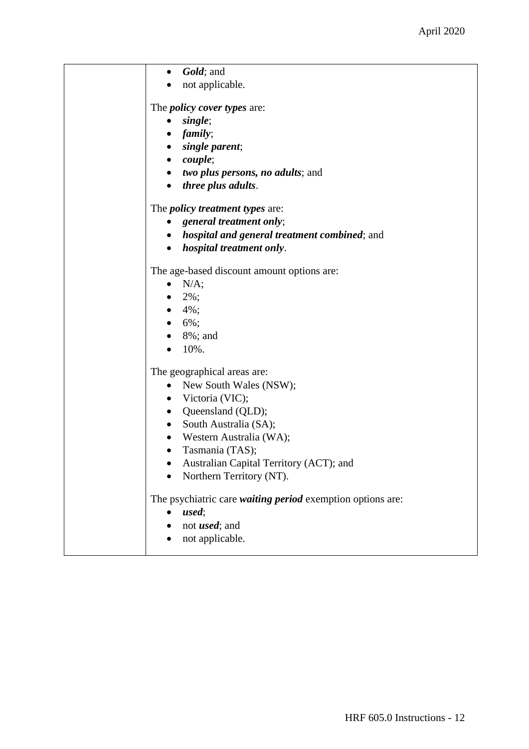| | - ***Gold***; and<br>- not applicable.<br><br>The ***policy cover types*** are:<br>- ***single***;<br>- ***family***;<br>- ***single parent***;<br>- ***couple***;<br>- ***two plus persons, no adults***; and<br>- ***three plus adults***.<br><br>The ***policy treatment types*** are:<br>- ***general treatment only***;<br>- ***hospital and general treatment combined***; and<br>- ***hospital treatment only***.<br><br>The age-based discount amount options are:<br>- N/A;<br>- 2%;<br>- 4%;<br>- 6%;<br>- 8%; and<br>- 10%.<br><br>The geographical areas are:<br>- New South Wales (NSW);<br>- Victoria (VIC);<br>- Queensland (QLD);<br>- South Australia (SA);<br>- Western Australia (WA);<br>- Tasmania (TAS);<br>- Australian Capital Territory (ACT); and<br>- Northern Territory (NT).<br><br>The psychiatric care ***waiting period*** exemption options are:<br>- ***used***;<br>- not ***used***; and<br>- not applicable. |
|---|---|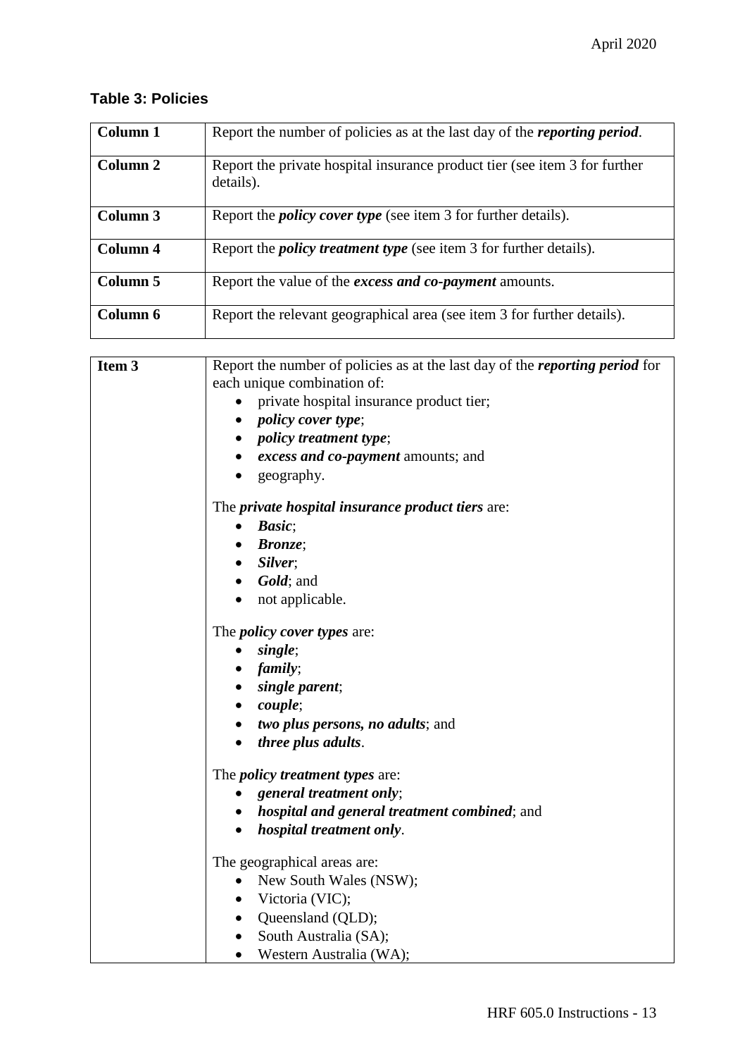**Table 3: Policies**

| | |
|---|---|
| **Column 1** | Report the number of policies as at the last day of the ***reporting period***. |
| **Column 2** | Report the private hospital insurance product tier (see item 3 for further details). |
| **Column 3** | Report the ***policy cover type*** (see item 3 for further details). |
| **Column 4** | Report the ***policy treatment type*** (see item 3 for further details). |
| **Column 5** | Report the value of the ***excess and co-payment*** amounts. |
| **Column 6** | Report the relevant geographical area (see item 3 for further details). |

| | |
|---|---|
| **Item 3** | Report the number of policies as at the last day of the ***reporting period*** for each unique combination of:<br>• private hospital insurance product tier;<br>• ***policy cover type***;<br>• ***policy treatment type***;<br>• ***excess and co-payment*** amounts; and<br>• geography.<br><br>The ***private hospital insurance product tiers*** are:<br>• ***Basic***;<br>• ***Bronze***;<br>• ***Silver***;<br>• ***Gold***; and<br>• not applicable.<br><br>The ***policy cover types*** are:<br>• ***single***;<br>• ***family***;<br>• ***single parent***;<br>• ***couple***;<br>• ***two plus persons, no adults***; and<br>• ***three plus adults***.<br><br>The ***policy treatment types*** are:<br>• ***general treatment only***;<br>• ***hospital and general treatment combined***; and<br>• ***hospital treatment only***.<br><br>The geographical areas are:<br>• New South Wales (NSW);<br>• Victoria (VIC);<br>• Queensland (QLD);<br>• South Australia (SA);<br>• Western Australia (WA); |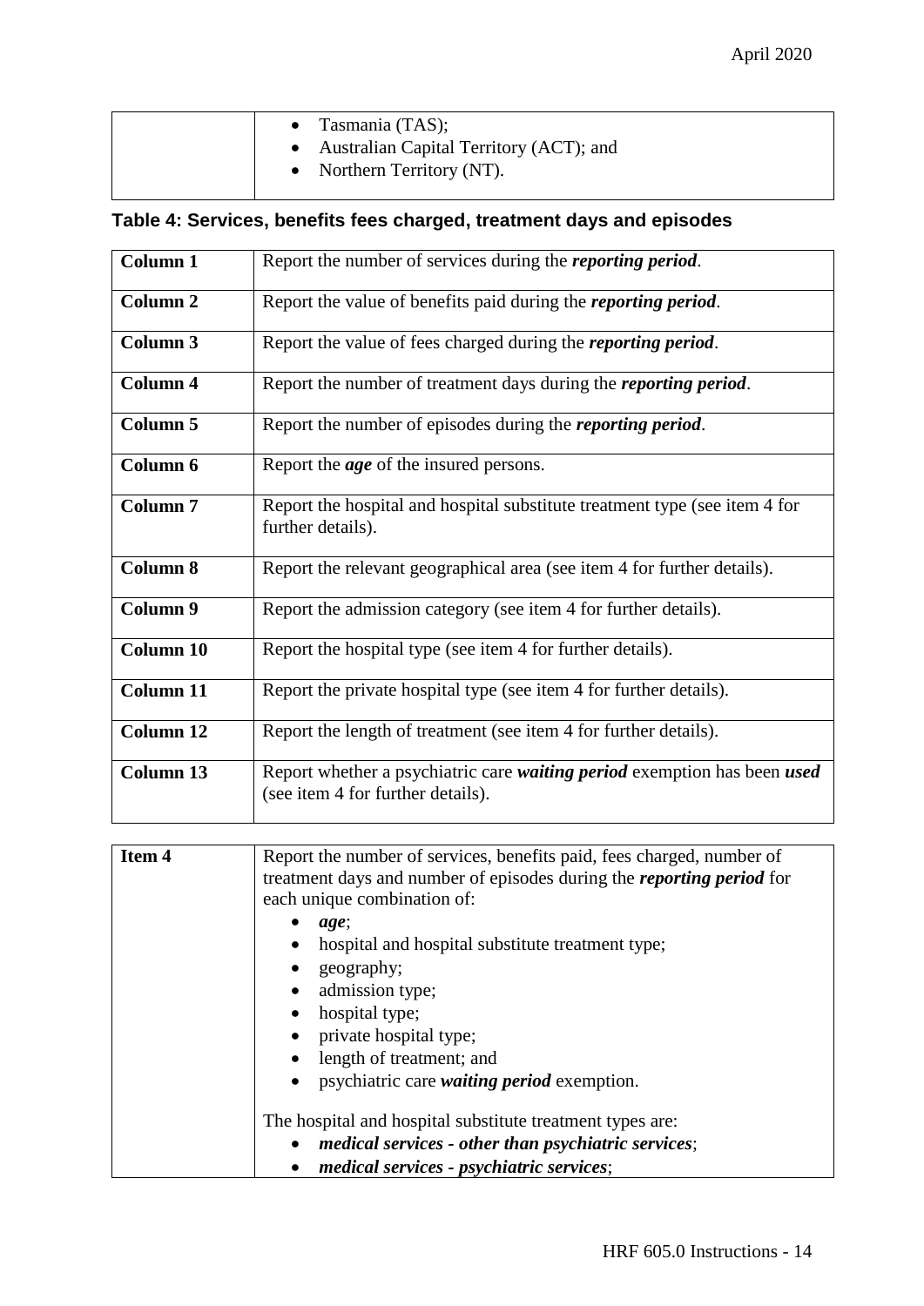| | • Tasmania (TAS);<br>• Australian Capital Territory (ACT); and<br>• Northern Territory (NT). |
|---|---|

### Table 4: Services, benefits fees charged, treatment days and episodes

| | |
|---|---|
| **Column 1** | Report the number of services during the ***reporting period***. |
| **Column 2** | Report the value of benefits paid during the ***reporting period***. |
| **Column 3** | Report the value of fees charged during the ***reporting period***. |
| **Column 4** | Report the number of treatment days during the ***reporting period***. |
| **Column 5** | Report the number of episodes during the ***reporting period***. |
| **Column 6** | Report the ***age*** of the insured persons. |
| **Column 7** | Report the hospital and hospital substitute treatment type (see item 4 for further details). |
| **Column 8** | Report the relevant geographical area (see item 4 for further details). |
| **Column 9** | Report the admission category (see item 4 for further details). |
| **Column 10** | Report the hospital type (see item 4 for further details). |
| **Column 11** | Report the private hospital type (see item 4 for further details). |
| **Column 12** | Report the length of treatment (see item 4 for further details). |
| **Column 13** | Report whether a psychiatric care ***waiting period*** exemption has been ***used*** (see item 4 for further details). |

| | |
|---|---|
| **Item 4** | Report the number of services, benefits paid, fees charged, number of treatment days and number of episodes during the ***reporting period*** for each unique combination of:<br>• ***age***;<br>• hospital and hospital substitute treatment type;<br>• geography;<br>• admission type;<br>• hospital type;<br>• private hospital type;<br>• length of treatment; and<br>• psychiatric care ***waiting period*** exemption.<br><br>The hospital and hospital substitute treatment types are:<br>• ***medical services - other than psychiatric services***;<br>• ***medical services - psychiatric services***; |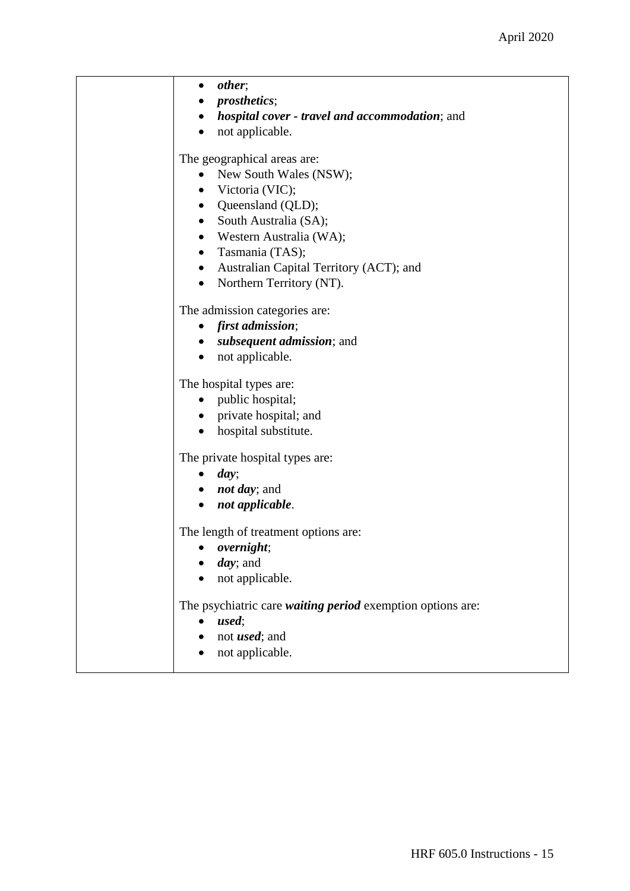| | |
|---|---|
| | - ***other***;<br>- ***prosthetics***;<br>- ***hospital cover - travel and accommodation***; and<br>- not applicable.<br><br>The geographical areas are:<br>- New South Wales (NSW);<br>- Victoria (VIC);<br>- Queensland (QLD);<br>- South Australia (SA);<br>- Western Australia (WA);<br>- Tasmania (TAS);<br>- Australian Capital Territory (ACT); and<br>- Northern Territory (NT).<br><br>The admission categories are:<br>- ***first admission***;<br>- ***subsequent admission***; and<br>- not applicable.<br><br>The hospital types are:<br>- public hospital;<br>- private hospital; and<br>- hospital substitute.<br><br>The private hospital types are:<br>- ***day***;<br>- ***not day***; and<br>- ***not applicable***.<br><br>The length of treatment options are:<br>- ***overnight***;<br>- ***day***; and<br>- not applicable.<br><br>The psychiatric care ***waiting period*** exemption options are:<br>- ***used***;<br>- not ***used***; and<br>- not applicable. |